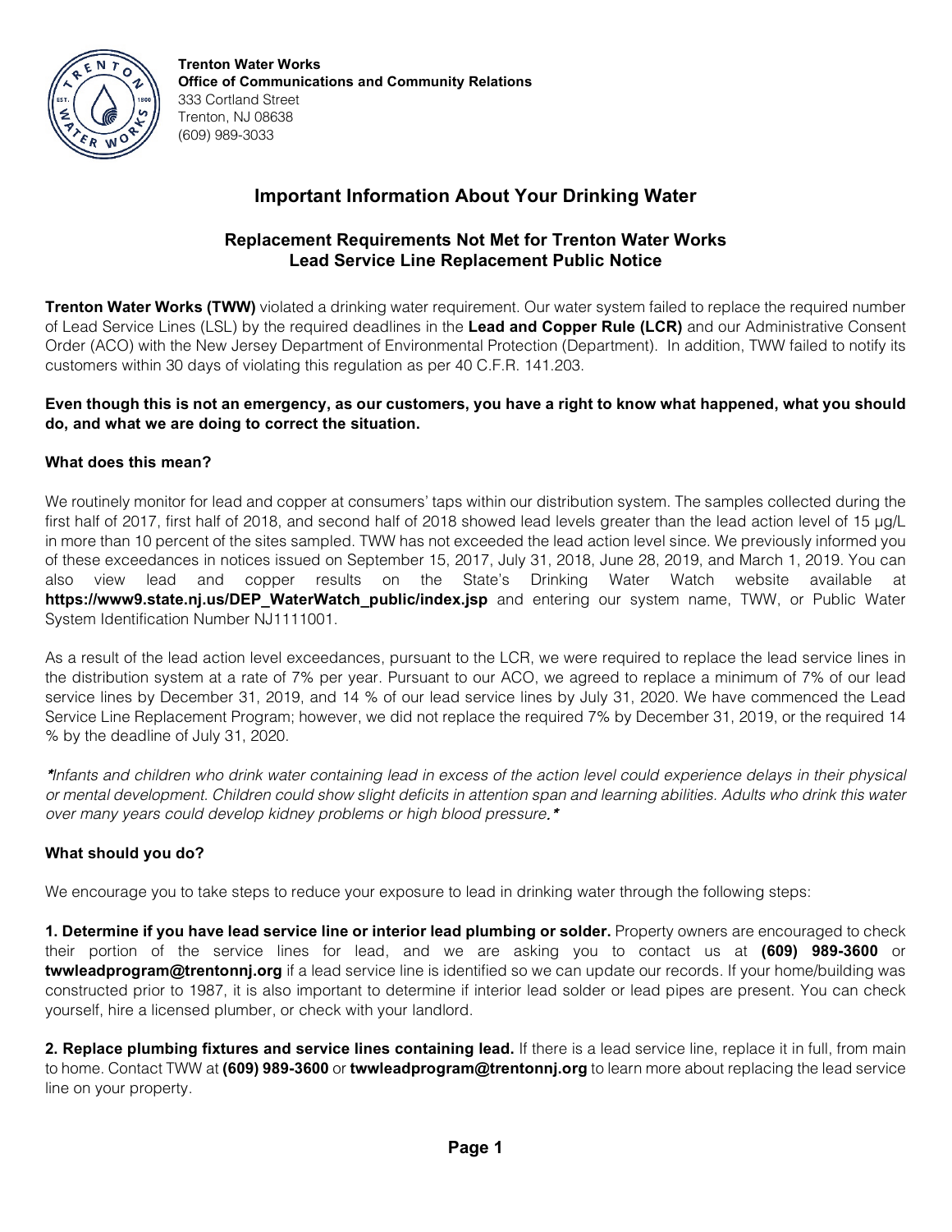**Trenton Water Works**
**Office of Communications and Community Relations**
333 Cortland Street
Trenton, NJ 08638
(609) 989-3033

# Important Information About Your Drinking Water

## Replacement Requirements Not Met for Trenton Water Works Lead Service Line Replacement Public Notice

**Trenton Water Works (TWW)** violated a drinking water requirement. Our water system failed to replace the required number of Lead Service Lines (LSL) by the required deadlines in the **Lead and Copper Rule (LCR)** and our Administrative Consent Order (ACO) with the New Jersey Department of Environmental Protection (Department). In addition, TWW failed to notify its customers within 30 days of violating this regulation as per 40 C.F.R. 141.203.

**Even though this is not an emergency, as our customers, you have a right to know what happened, what you should do, and what we are doing to correct the situation.**

### What does this mean?

We routinely monitor for lead and copper at consumers' taps within our distribution system. The samples collected during the first half of 2017, first half of 2018, and second half of 2018 showed lead levels greater than the lead action level of 15 µg/L in more than 10 percent of the sites sampled. TWW has not exceeded the lead action level since. We previously informed you of these exceedances in notices issued on September 15, 2017, July 31, 2018, June 28, 2019, and March 1, 2019. You can also view lead and copper results on the State's Drinking Water Watch website available at **https://www9.state.nj.us/DEP_WaterWatch_public/index.jsp** and entering our system name, TWW, or Public Water System Identification Number NJ1111001.

As a result of the lead action level exceedances, pursuant to the LCR, we were required to replace the lead service lines in the distribution system at a rate of 7% per year. Pursuant to our ACO, we agreed to replace a minimum of 7% of our lead service lines by December 31, 2019, and 14 % of our lead service lines by July 31, 2020. We have commenced the Lead Service Line Replacement Program; however, we did not replace the required 7% by December 31, 2019, or the required 14 % by the deadline of July 31, 2020.

*\*Infants and children who drink water containing lead in excess of the action level could experience delays in their physical or mental development. Children could show slight deficits in attention span and learning abilities. Adults who drink this water over many years could develop kidney problems or high blood pressure.\**

### What should you do?

We encourage you to take steps to reduce your exposure to lead in drinking water through the following steps:

**1. Determine if you have lead service line or interior lead plumbing or solder.** Property owners are encouraged to check their portion of the service lines for lead, and we are asking you to contact us at **(609) 989-3600** or **twwleadprogram@trentonnj.org** if a lead service line is identified so we can update our records. If your home/building was constructed prior to 1987, it is also important to determine if interior lead solder or lead pipes are present. You can check yourself, hire a licensed plumber, or check with your landlord.

**2. Replace plumbing fixtures and service lines containing lead.** If there is a lead service line, replace it in full, from main to home. Contact TWW at **(609) 989-3600** or **twwleadprogram@trentonnj.org** to learn more about replacing the lead service line on your property.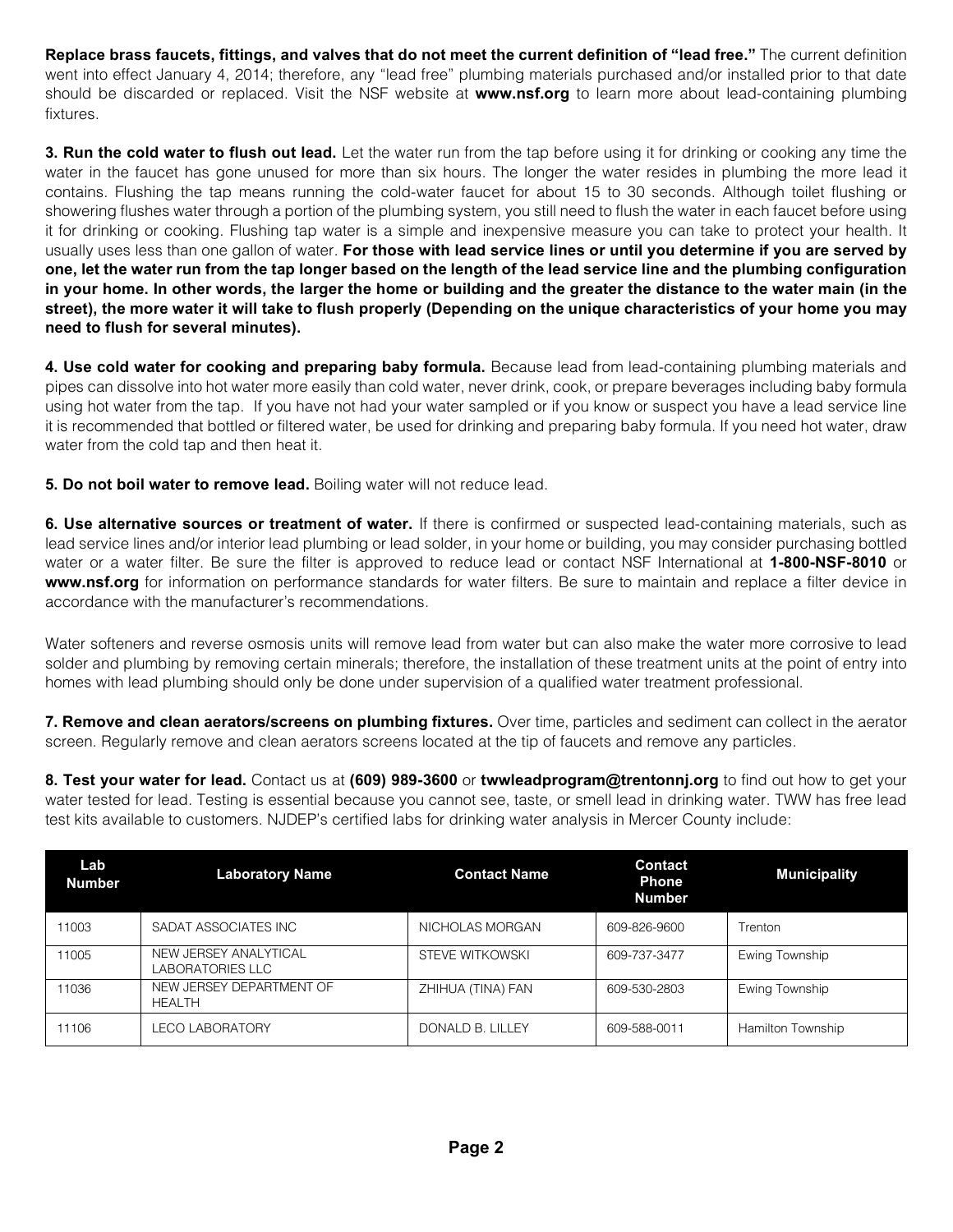**Replace brass faucets, fittings, and valves that do not meet the current definition of "lead free."** The current definition went into effect January 4, 2014; therefore, any "lead free" plumbing materials purchased and/or installed prior to that date should be discarded or replaced. Visit the NSF website at **www.nsf.org** to learn more about lead-containing plumbing fixtures.

**3. Run the cold water to flush out lead.** Let the water run from the tap before using it for drinking or cooking any time the water in the faucet has gone unused for more than six hours. The longer the water resides in plumbing the more lead it contains. Flushing the tap means running the cold-water faucet for about 15 to 30 seconds. Although toilet flushing or showering flushes water through a portion of the plumbing system, you still need to flush the water in each faucet before using it for drinking or cooking. Flushing tap water is a simple and inexpensive measure you can take to protect your health. It usually uses less than one gallon of water. **For those with lead service lines or until you determine if you are served by one, let the water run from the tap longer based on the length of the lead service line and the plumbing configuration in your home. In other words, the larger the home or building and the greater the distance to the water main (in the street), the more water it will take to flush properly (Depending on the unique characteristics of your home you may need to flush for several minutes).**

**4. Use cold water for cooking and preparing baby formula.** Because lead from lead-containing plumbing materials and pipes can dissolve into hot water more easily than cold water, never drink, cook, or prepare beverages including baby formula using hot water from the tap. If you have not had your water sampled or if you know or suspect you have a lead service line it is recommended that bottled or filtered water, be used for drinking and preparing baby formula. If you need hot water, draw water from the cold tap and then heat it.

**5. Do not boil water to remove lead.** Boiling water will not reduce lead.

**6. Use alternative sources or treatment of water.** If there is confirmed or suspected lead-containing materials, such as lead service lines and/or interior lead plumbing or lead solder, in your home or building, you may consider purchasing bottled water or a water filter. Be sure the filter is approved to reduce lead or contact NSF International at **1-800-NSF-8010** or **www.nsf.org** for information on performance standards for water filters. Be sure to maintain and replace a filter device in accordance with the manufacturer's recommendations.

Water softeners and reverse osmosis units will remove lead from water but can also make the water more corrosive to lead solder and plumbing by removing certain minerals; therefore, the installation of these treatment units at the point of entry into homes with lead plumbing should only be done under supervision of a qualified water treatment professional.

**7. Remove and clean aerators/screens on plumbing fixtures.** Over time, particles and sediment can collect in the aerator screen. Regularly remove and clean aerators screens located at the tip of faucets and remove any particles.

**8. Test your water for lead.** Contact us at **(609) 989-3600** or **twwleadprogram@trentonnj.org** to find out how to get your water tested for lead. Testing is essential because you cannot see, taste, or smell lead in drinking water. TWW has free lead test kits available to customers. NJDEP's certified labs for drinking water analysis in Mercer County include:

| Lab Number | Laboratory Name | Contact Name | Contact Phone Number | Municipality |
|---|---|---|---|---|
| 11003 | SADAT ASSOCIATES INC | NICHOLAS MORGAN | 609-826-9600 | Trenton |
| 11005 | NEW JERSEY ANALYTICAL LABORATORIES LLC | STEVE WITKOWSKI | 609-737-3477 | Ewing Township |
| 11036 | NEW JERSEY DEPARTMENT OF HEALTH | ZHIHUA (TINA) FAN | 609-530-2803 | Ewing Township |
| 11106 | LECO LABORATORY | DONALD B. LILLEY | 609-588-0011 | Hamilton Township |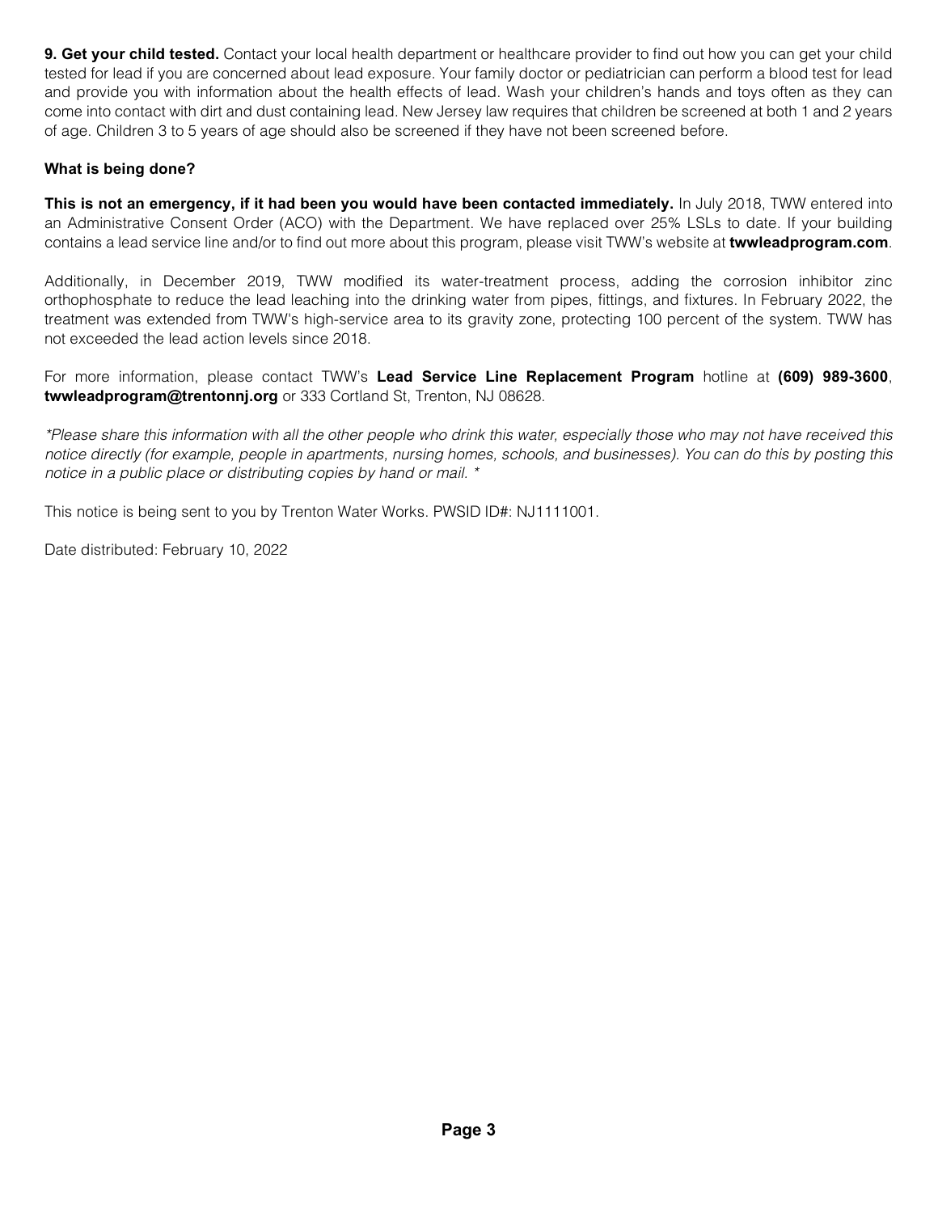**9. Get your child tested.** Contact your local health department or healthcare provider to find out how you can get your child tested for lead if you are concerned about lead exposure. Your family doctor or pediatrician can perform a blood test for lead and provide you with information about the health effects of lead. Wash your children's hands and toys often as they can come into contact with dirt and dust containing lead. New Jersey law requires that children be screened at both 1 and 2 years of age. Children 3 to 5 years of age should also be screened if they have not been screened before.

**What is being done?**

**This is not an emergency, if it had been you would have been contacted immediately.** In July 2018, TWW entered into an Administrative Consent Order (ACO) with the Department. We have replaced over 25% LSLs to date. If your building contains a lead service line and/or to find out more about this program, please visit TWW's website at **twwleadprogram.com**.

Additionally, in December 2019, TWW modified its water-treatment process, adding the corrosion inhibitor zinc orthophosphate to reduce the lead leaching into the drinking water from pipes, fittings, and fixtures. In February 2022, the treatment was extended from TWW's high-service area to its gravity zone, protecting 100 percent of the system. TWW has not exceeded the lead action levels since 2018.

For more information, please contact TWW's **Lead Service Line Replacement Program** hotline at **(609) 989-3600**, **twwleadprogram@trentonnj.org** or 333 Cortland St, Trenton, NJ 08628.

*\*Please share this information with all the other people who drink this water, especially those who may not have received this notice directly (for example, people in apartments, nursing homes, schools, and businesses). You can do this by posting this notice in a public place or distributing copies by hand or mail. \**

This notice is being sent to you by Trenton Water Works. PWSID ID#: NJ1111001.

Date distributed: February 10, 2022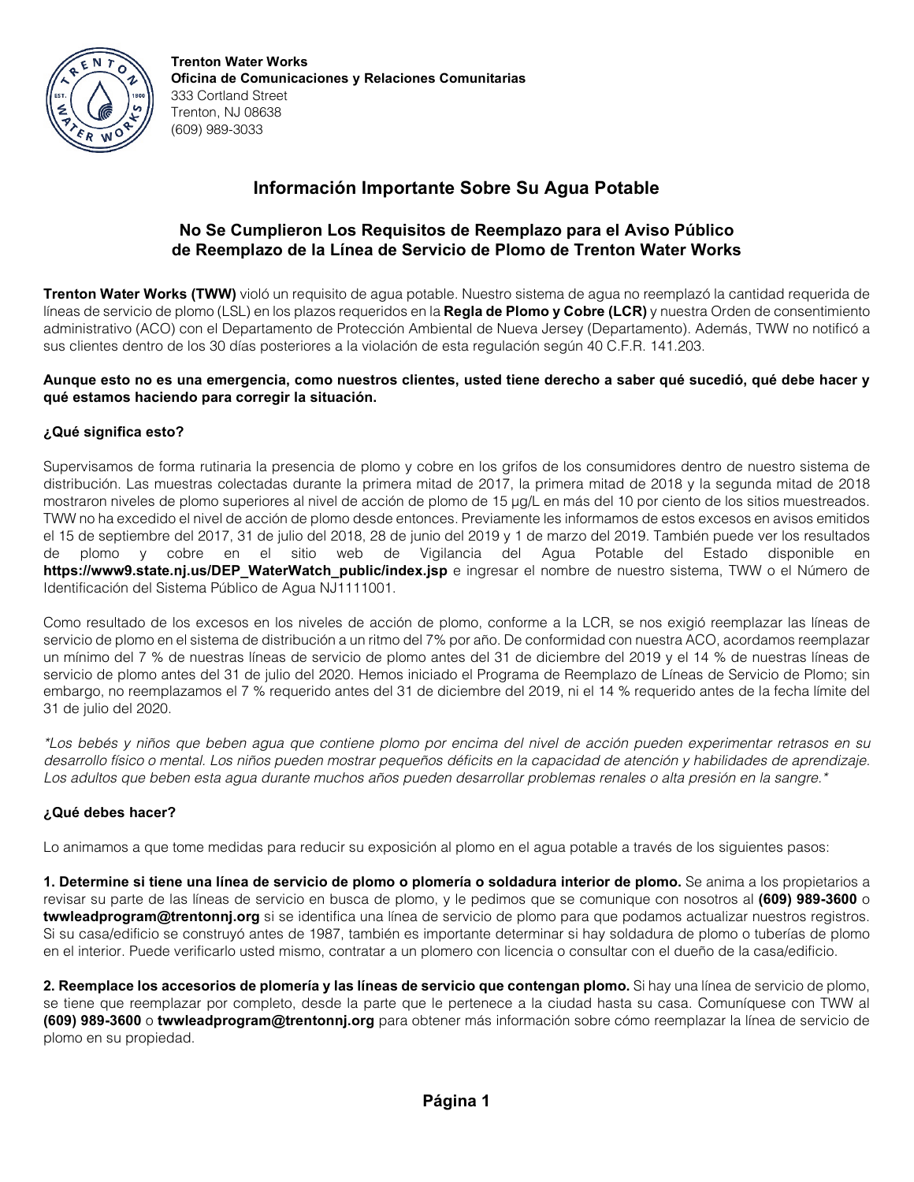**Trenton Water Works**
**Oficina de Comunicaciones y Relaciones Comunitarias**
333 Cortland Street
Trenton, NJ 08638
(609) 989-3033

## Información Importante Sobre Su Agua Potable

### No Se Cumplieron Los Requisitos de Reemplazo para el Aviso Público de Reemplazo de la Línea de Servicio de Plomo de Trenton Water Works

**Trenton Water Works (TWW)** violó un requisito de agua potable. Nuestro sistema de agua no reemplazó la cantidad requerida de líneas de servicio de plomo (LSL) en los plazos requeridos en la **Regla de Plomo y Cobre (LCR)** y nuestra Orden de consentimiento administrativo (ACO) con el Departamento de Protección Ambiental de Nueva Jersey (Departamento). Además, TWW no notificó a sus clientes dentro de los 30 días posteriores a la violación de esta regulación según 40 C.F.R. 141.203.

**Aunque esto no es una emergencia, como nuestros clientes, usted tiene derecho a saber qué sucedió, qué debe hacer y qué estamos haciendo para corregir la situación.**

#### ¿Qué significa esto?

Supervisamos de forma rutinaria la presencia de plomo y cobre en los grifos de los consumidores dentro de nuestro sistema de distribución. Las muestras colectadas durante la primera mitad de 2017, la primera mitad de 2018 y la segunda mitad de 2018 mostraron niveles de plomo superiores al nivel de acción de plomo de 15 µg/L en más del 10 por ciento de los sitios muestreados. TWW no ha excedido el nivel de acción de plomo desde entonces. Previamente les informamos de estos excesos en avisos emitidos el 15 de septiembre del 2017, 31 de julio del 2018, 28 de junio del 2019 y 1 de marzo del 2019. También puede ver los resultados de plomo y cobre en el sitio web de Vigilancia del Agua Potable del Estado disponible en **https://www9.state.nj.us/DEP_WaterWatch_public/index.jsp** e ingresar el nombre de nuestro sistema, TWW o el Número de Identificación del Sistema Público de Agua NJ1111001.

Como resultado de los excesos en los niveles de acción de plomo, conforme a la LCR, se nos exigió reemplazar las líneas de servicio de plomo en el sistema de distribución a un ritmo del 7% por año. De conformidad con nuestra ACO, acordamos reemplazar un mínimo del 7 % de nuestras líneas de servicio de plomo antes del 31 de diciembre del 2019 y el 14 % de nuestras líneas de servicio de plomo antes del 31 de julio del 2020. Hemos iniciado el Programa de Reemplazo de Líneas de Servicio de Plomo; sin embargo, no reemplazamos el 7 % requerido antes del 31 de diciembre del 2019, ni el 14 % requerido antes de la fecha límite del 31 de julio del 2020.

*\*Los bebés y niños que beben agua que contiene plomo por encima del nivel de acción pueden experimentar retrasos en su desarrollo físico o mental. Los niños pueden mostrar pequeños déficits en la capacidad de atención y habilidades de aprendizaje. Los adultos que beben esta agua durante muchos años pueden desarrollar problemas renales o alta presión en la sangre.\**

#### ¿Qué debes hacer?

Lo animamos a que tome medidas para reducir su exposición al plomo en el agua potable a través de los siguientes pasos:

**1. Determine si tiene una línea de servicio de plomo o plomería o soldadura interior de plomo.** Se anima a los propietarios a revisar su parte de las líneas de servicio en busca de plomo, y le pedimos que se comunique con nosotros al **(609) 989-3600** o **twwleadprogram@trentonnj.org** si se identifica una línea de servicio de plomo para que podamos actualizar nuestros registros. Si su casa/edificio se construyó antes de 1987, también es importante determinar si hay soldadura de plomo o tuberías de plomo en el interior. Puede verificarlo usted mismo, contratar a un plomero con licencia o consultar con el dueño de la casa/edificio.

**2. Reemplace los accesorios de plomería y las líneas de servicio que contengan plomo.** Si hay una línea de servicio de plomo, se tiene que reemplazar por completo, desde la parte que le pertenece a la ciudad hasta su casa. Comuníquese con TWW al **(609) 989-3600** o **twwleadprogram@trentonnj.org** para obtener más información sobre cómo reemplazar la línea de servicio de plomo en su propiedad.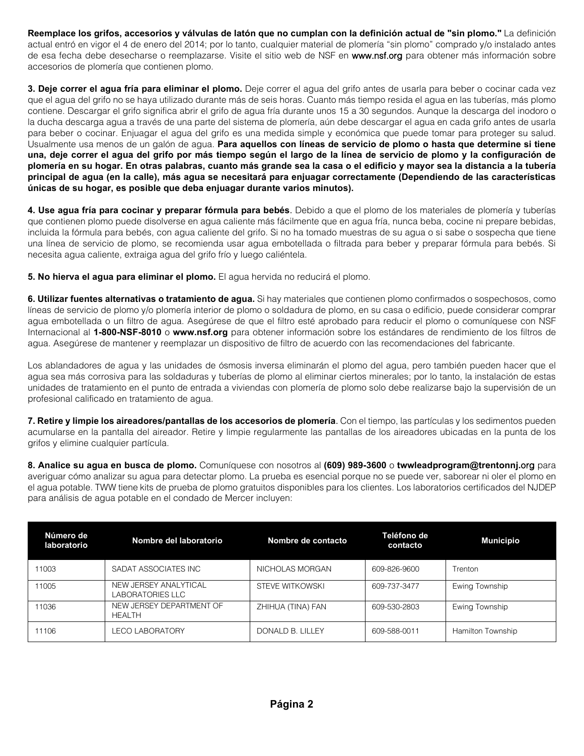**Reemplace los grifos, accesorios y válvulas de latón que no cumplan con la definición actual de "sin plomo."** La definición actual entró en vigor el 4 de enero del 2014; por lo tanto, cualquier material de plomería "sin plomo" comprado y/o instalado antes de esa fecha debe desecharse o reemplazarse. Visite el sitio web de NSF en www.nsf.org para obtener más información sobre accesorios de plomería que contienen plomo.

**3. Deje correr el agua fría para eliminar el plomo.** Deje correr el agua del grifo antes de usarla para beber o cocinar cada vez que el agua del grifo no se haya utilizado durante más de seis horas. Cuanto más tiempo resida el agua en las tuberías, más plomo contiene. Descargar el grifo significa abrir el grifo de agua fría durante unos 15 a 30 segundos. Aunque la descarga del inodoro o la ducha descarga agua a través de una parte del sistema de plomería, aún debe descargar el agua en cada grifo antes de usarla para beber o cocinar. Enjuagar el agua del grifo es una medida simple y económica que puede tomar para proteger su salud. Usualmente usa menos de un galón de agua. **Para aquellos con líneas de servicio de plomo o hasta que determine si tiene una, deje correr el agua del grifo por más tiempo según el largo de la línea de servicio de plomo y la configuración de plomería en su hogar. En otras palabras, cuanto más grande sea la casa o el edificio y mayor sea la distancia a la tubería principal de agua (en la calle), más agua se necesitará para enjuagar correctamente (Dependiendo de las características únicas de su hogar, es posible que deba enjuagar durante varios minutos).**

**4. Use agua fría para cocinar y preparar fórmula para bebés**. Debido a que el plomo de los materiales de plomería y tuberías que contienen plomo puede disolverse en agua caliente más fácilmente que en agua fría, nunca beba, cocine ni prepare bebidas, incluida la fórmula para bebés, con agua caliente del grifo. Si no ha tomado muestras de su agua o si sabe o sospecha que tiene una línea de servicio de plomo, se recomienda usar agua embotellada o filtrada para beber y preparar fórmula para bebés. Si necesita agua caliente, extraiga agua del grifo frío y luego caliéntela.

**5. No hierva el agua para eliminar el plomo.** El agua hervida no reducirá el plomo.

**6. Utilizar fuentes alternativas o tratamiento de agua.** Si hay materiales que contienen plomo confirmados o sospechosos, como líneas de servicio de plomo y/o plomería interior de plomo o soldadura de plomo, en su casa o edificio, puede considerar comprar agua embotellada o un filtro de agua. Asegúrese de que el filtro esté aprobado para reducir el plomo o comuníquese con NSF Internacional al **1-800-NSF-8010** o **www.nsf.org** para obtener información sobre los estándares de rendimiento de los filtros de agua. Asegúrese de mantener y reemplazar un dispositivo de filtro de acuerdo con las recomendaciones del fabricante.

Los ablandadores de agua y las unidades de ósmosis inversa eliminarán el plomo del agua, pero también pueden hacer que el agua sea más corrosiva para las soldaduras y tuberías de plomo al eliminar ciertos minerales; por lo tanto, la instalación de estas unidades de tratamiento en el punto de entrada a viviendas con plomería de plomo solo debe realizarse bajo la supervisión de un profesional calificado en tratamiento de agua.

**7. Retire y limpie los aireadores/pantallas de los accesorios de plomería**. Con el tiempo, las partículas y los sedimentos pueden acumularse en la pantalla del aireador. Retire y limpie regularmente las pantallas de los aireadores ubicadas en la punta de los grifos y elimine cualquier partícula.

**8. Analice su agua en busca de plomo.** Comuníquese con nosotros al **(609) 989-3600** o **twwleadprogram@trentonnj.org** para averiguar cómo analizar su agua para detectar plomo. La prueba es esencial porque no se puede ver, saborear ni oler el plomo en el agua potable. TWW tiene kits de prueba de plomo gratuitos disponibles para los clientes. Los laboratorios certificados del NJDEP para análisis de agua potable en el condado de Mercer incluyen:

| Número de laboratorio | Nombre del laboratorio | Nombre de contacto | Teléfono de contacto | Municipio |
|---|---|---|---|---|
| 11003 | SADAT ASSOCIATES INC | NICHOLAS MORGAN | 609-826-9600 | Trenton |
| 11005 | NEW JERSEY ANALYTICAL LABORATORIES LLC | STEVE WITKOWSKI | 609-737-3477 | Ewing Township |
| 11036 | NEW JERSEY DEPARTMENT OF HEALTH | ZHIHUA (TINA) FAN | 609-530-2803 | Ewing Township |
| 11106 | LECO LABORATORY | DONALD B. LILLEY | 609-588-0011 | Hamilton Township |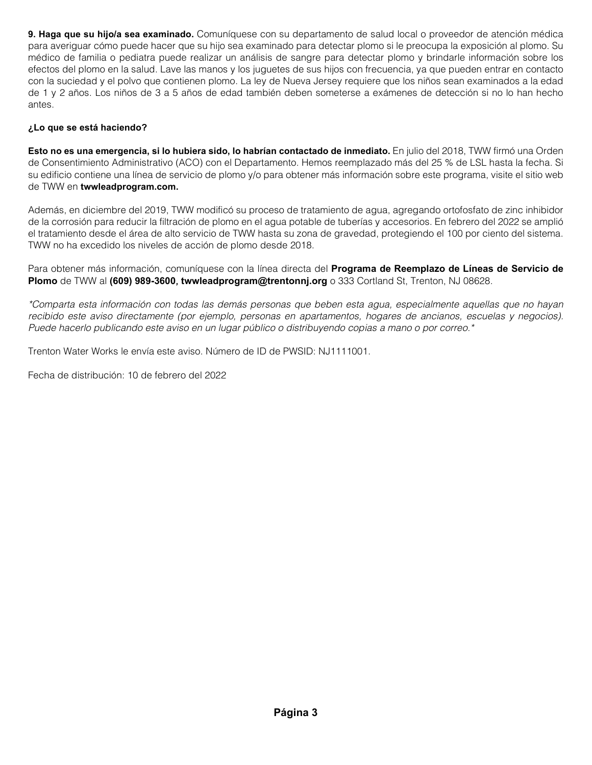**9. Haga que su hijo/a sea examinado.** Comuníquese con su departamento de salud local o proveedor de atención médica para averiguar cómo puede hacer que su hijo sea examinado para detectar plomo si le preocupa la exposición al plomo. Su médico de familia o pediatra puede realizar un análisis de sangre para detectar plomo y brindarle información sobre los efectos del plomo en la salud. Lave las manos y los juguetes de sus hijos con frecuencia, ya que pueden entrar en contacto con la suciedad y el polvo que contienen plomo. La ley de Nueva Jersey requiere que los niños sean examinados a la edad de 1 y 2 años. Los niños de 3 a 5 años de edad también deben someterse a exámenes de detección si no lo han hecho antes.

**¿Lo que se está haciendo?**

**Esto no es una emergencia, si lo hubiera sido, lo habrían contactado de inmediato.** En julio del 2018, TWW firmó una Orden de Consentimiento Administrativo (ACO) con el Departamento. Hemos reemplazado más del 25 % de LSL hasta la fecha. Si su edificio contiene una línea de servicio de plomo y/o para obtener más información sobre este programa, visite el sitio web de TWW en **twwleadprogram.com.**

Además, en diciembre del 2019, TWW modificó su proceso de tratamiento de agua, agregando ortofosfato de zinc inhibidor de la corrosión para reducir la filtración de plomo en el agua potable de tuberías y accesorios. En febrero del 2022 se amplió el tratamiento desde el área de alto servicio de TWW hasta su zona de gravedad, protegiendo el 100 por ciento del sistema. TWW no ha excedido los niveles de acción de plomo desde 2018.

Para obtener más información, comuníquese con la línea directa del **Programa de Reemplazo de Líneas de Servicio de Plomo** de TWW al **(609) 989-3600, twwleadprogram@trentonnj.org** o 333 Cortland St, Trenton, NJ 08628.

*Comparta esta información con todas las demás personas que beben esta agua, especialmente aquellas que no hayan recibido este aviso directamente (por ejemplo, personas en apartamentos, hogares de ancianos, escuelas y negocios). Puede hacerlo publicando este aviso en un lugar público o distribuyendo copias a mano o por correo.*

Trenton Water Works le envía este aviso. Número de ID de PWSID: NJ1111001.

Fecha de distribución: 10 de febrero del 2022